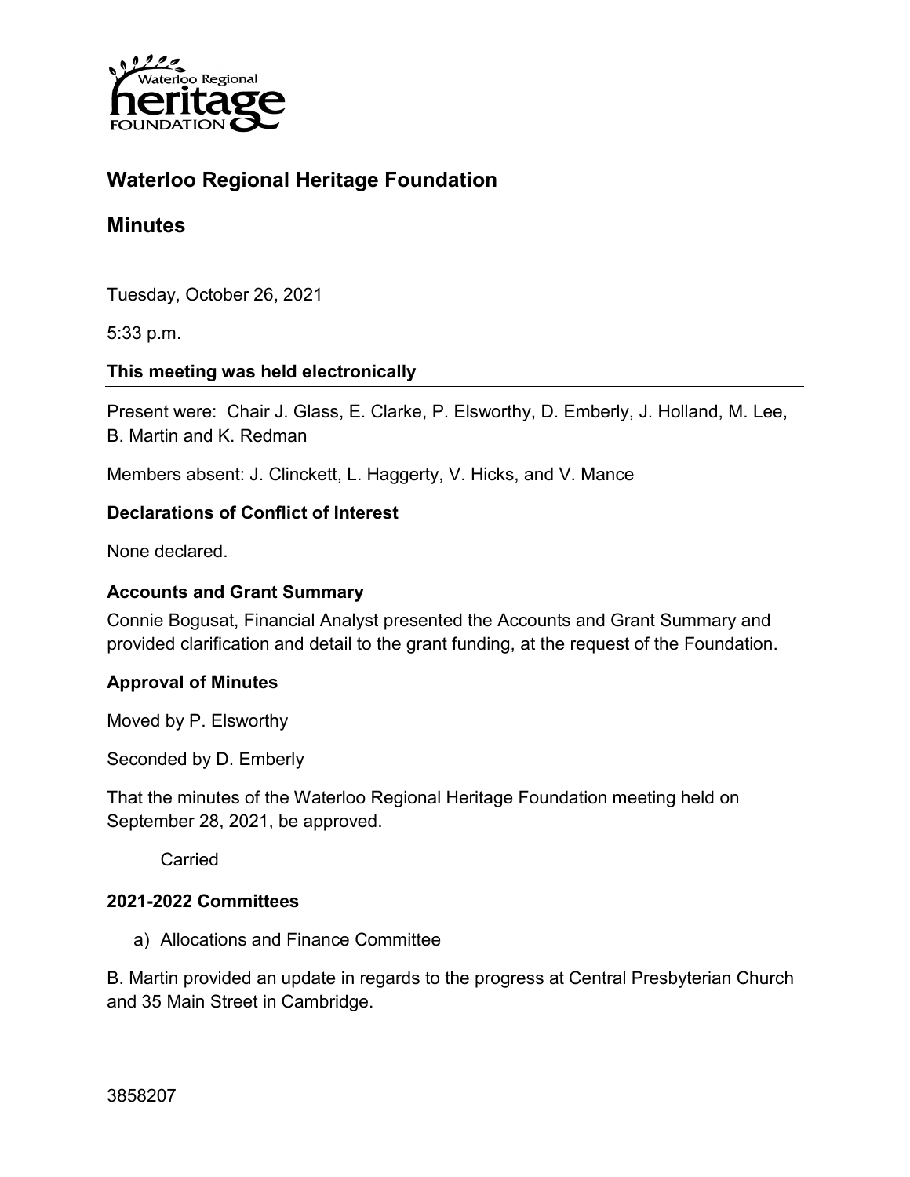# Waterloo Regional Heritage Foundation

## Minutes

Tuesday, October 26, 2021

5:33 p.m.

**This meeting was held electronically**

Present were: Chair J. Glass, E. Clarke, P. Elsworthy, D. Emberly, J. Holland, M. Lee, B. Martin and K. Redman

Members absent: J. Clinckett, L. Haggerty, V. Hicks, and V. Mance

### Declarations of Conflict of Interest

None declared.

### Accounts and Grant Summary

Connie Bogusat, Financial Analyst presented the Accounts and Grant Summary and provided clarification and detail to the grant funding, at the request of the Foundation.

### Approval of Minutes

Moved by P. Elsworthy

Seconded by D. Emberly

That the minutes of the Waterloo Regional Heritage Foundation meeting held on September 28, 2021, be approved.

Carried

### 2021-2022 Committees

a) Allocations and Finance Committee

B. Martin provided an update in regards to the progress at Central Presbyterian Church and 35 Main Street in Cambridge.

3858207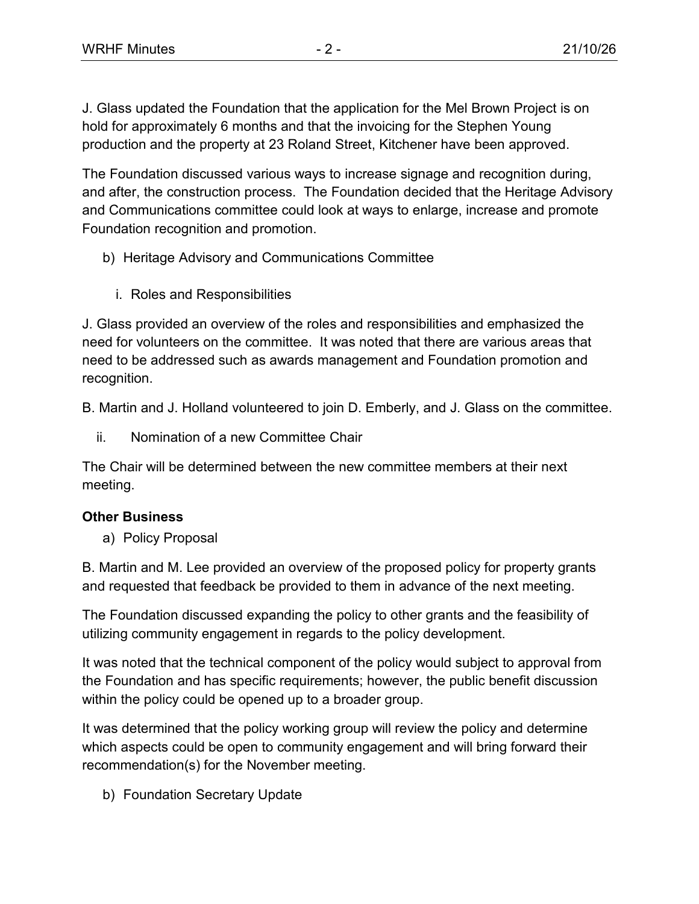J. Glass updated the Foundation that the application for the Mel Brown Project is on hold for approximately 6 months and that the invoicing for the Stephen Young production and the property at 23 Roland Street, Kitchener have been approved.

The Foundation discussed various ways to increase signage and recognition during, and after, the construction process. The Foundation decided that the Heritage Advisory and Communications committee could look at ways to enlarge, increase and promote Foundation recognition and promotion.

b) Heritage Advisory and Communications Committee

i. Roles and Responsibilities

J. Glass provided an overview of the roles and responsibilities and emphasized the need for volunteers on the committee. It was noted that there are various areas that need to be addressed such as awards management and Foundation promotion and recognition.

B. Martin and J. Holland volunteered to join D. Emberly, and J. Glass on the committee.

ii. Nomination of a new Committee Chair

The Chair will be determined between the new committee members at their next meeting.

**Other Business**

a) Policy Proposal

B. Martin and M. Lee provided an overview of the proposed policy for property grants and requested that feedback be provided to them in advance of the next meeting.

The Foundation discussed expanding the policy to other grants and the feasibility of utilizing community engagement in regards to the policy development.

It was noted that the technical component of the policy would subject to approval from the Foundation and has specific requirements; however, the public benefit discussion within the policy could be opened up to a broader group.

It was determined that the policy working group will review the policy and determine which aspects could be open to community engagement and will bring forward their recommendation(s) for the November meeting.

b) Foundation Secretary Update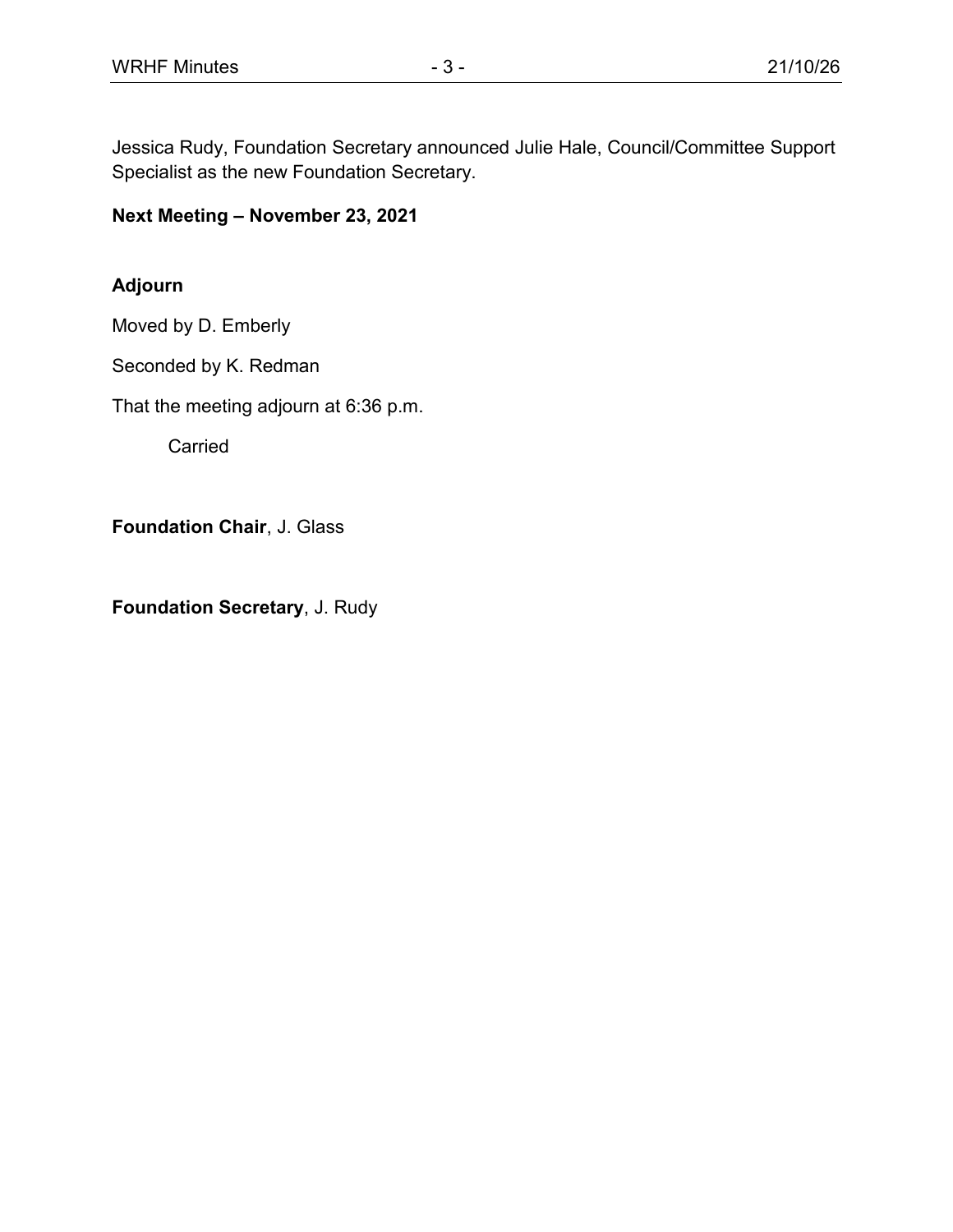Jessica Rudy, Foundation Secretary announced Julie Hale, Council/Committee Support Specialist as the new Foundation Secretary.

**Next Meeting – November 23, 2021**

**Adjourn**

Moved by D. Emberly

Seconded by K. Redman

That the meeting adjourn at 6:36 p.m.

Carried

**Foundation Chair**, J. Glass

**Foundation Secretary**, J. Rudy